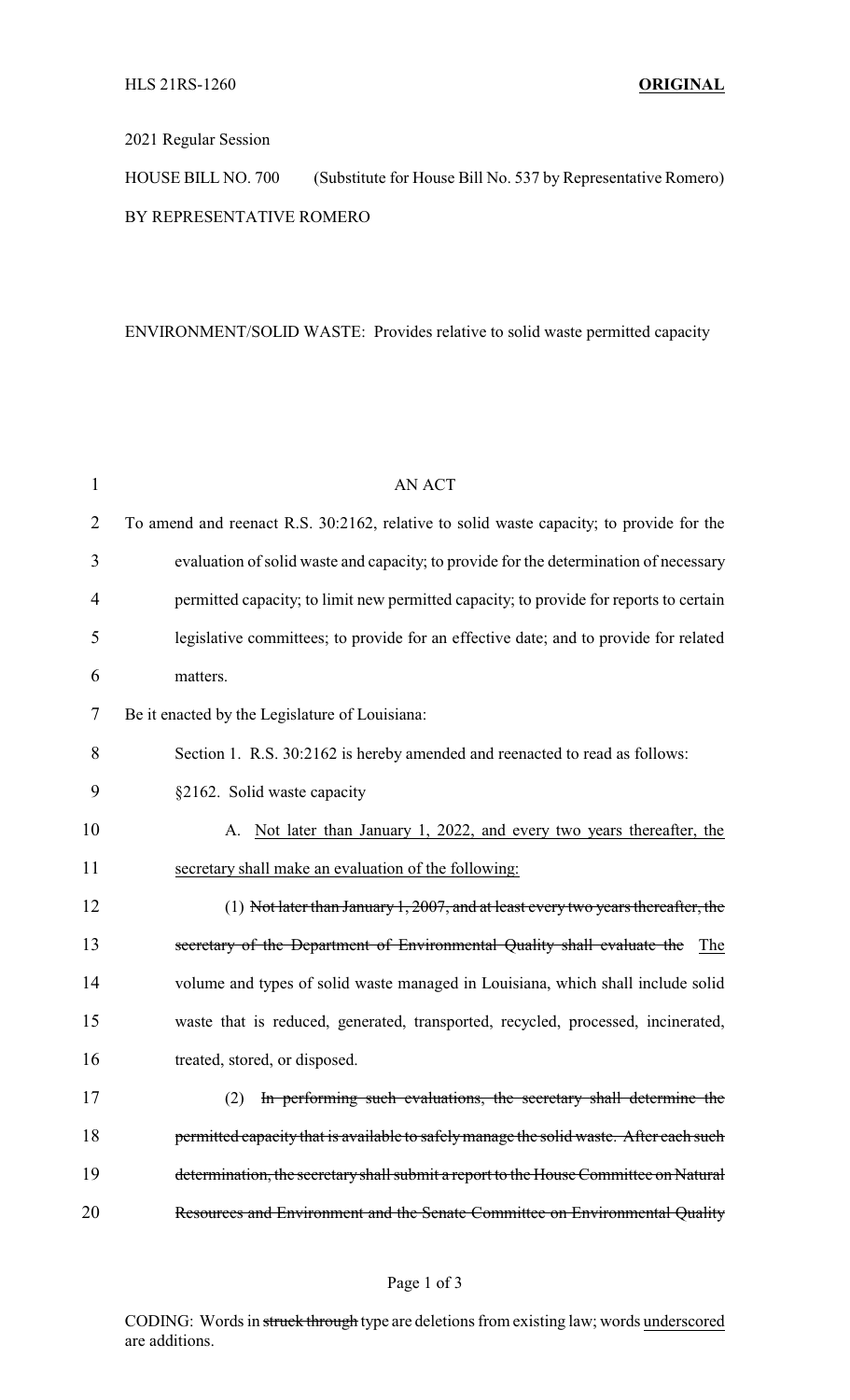HLS 21RS-1260 **ORIGINAL**

2021 Regular Session

HOUSE BILL NO. 700 (Substitute for House Bill No. 537 by Representative Romero)

BY REPRESENTATIVE ROMERO

ENVIRONMENT/SOLID WASTE: Provides relative to solid waste permitted capacity

AN ACT

To amend and reenact R.S. 30:2162, relative to solid waste capacity; to provide for the evaluation of solid waste and capacity; to provide for the determination of necessary permitted capacity; to limit new permitted capacity; to provide for reports to certain legislative committees; to provide for an effective date; and to provide for related matters.

Be it enacted by the Legislature of Louisiana:

Section 1. R.S. 30:2162 is hereby amended and reenacted to read as follows:

§2162. Solid waste capacity

A. Not later than January 1, 2022, and every two years thereafter, the secretary shall make an evaluation of the following:

(1) ~~Not later than January 1, 2007, and at least every two years thereafter, the secretary of the Department of Environmental Quality shall evaluate the~~ The volume and types of solid waste managed in Louisiana, which shall include solid waste that is reduced, generated, transported, recycled, processed, incinerated, treated, stored, or disposed.

(2) ~~In performing such evaluations, the secretary shall determine the permitted capacity that is available to safely manage the solid waste. After each such determination, the secretary shall submit a report to the House Committee on Natural Resources and Environment and the Senate Committee on Environmental Quality~~

CODING: Words in ~~struck through~~ type are deletions from existing law; words underscored are additions.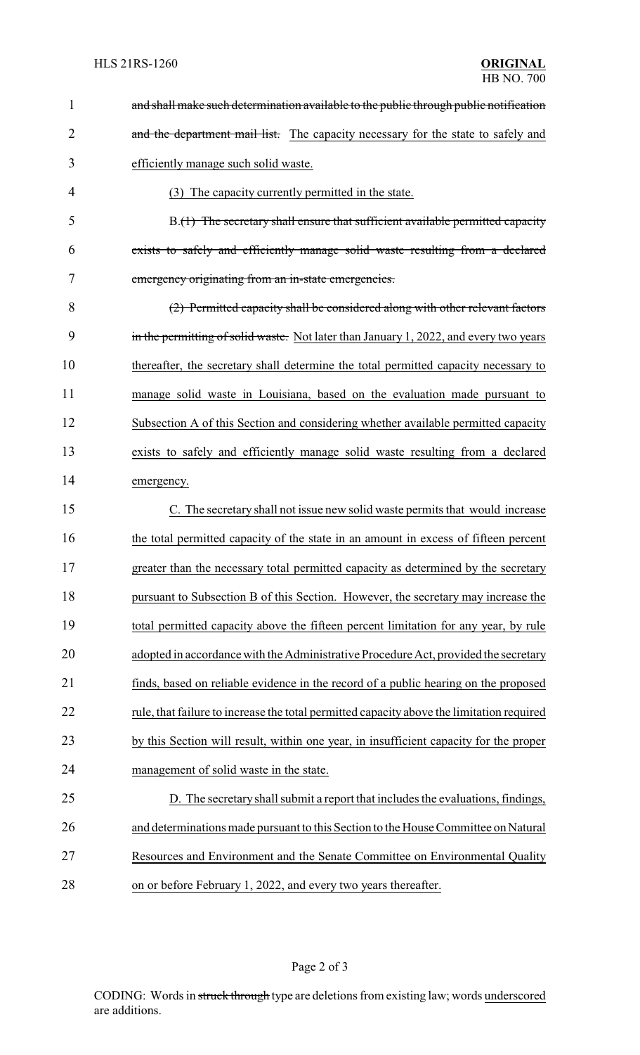~~and shall make such determination available to the public through public notification and the department mail list.~~ The capacity necessary for the state to safely and efficiently manage such solid waste.

(3) The capacity currently permitted in the state.

B.~~(1) The secretary shall ensure that sufficient available permitted capacity exists to safely and efficiently manage solid waste resulting from a declared emergency originating from an in-state emergencies.~~

~~(2) Permitted capacity shall be considered along with other relevant factors in the permitting of solid waste.~~ Not later than January 1, 2022, and every two years thereafter, the secretary shall determine the total permitted capacity necessary to manage solid waste in Louisiana, based on the evaluation made pursuant to Subsection A of this Section and considering whether available permitted capacity exists to safely and efficiently manage solid waste resulting from a declared emergency.

C. The secretary shall not issue new solid waste permits that would increase the total permitted capacity of the state in an amount in excess of fifteen percent greater than the necessary total permitted capacity as determined by the secretary pursuant to Subsection B of this Section. However, the secretary may increase the total permitted capacity above the fifteen percent limitation for any year, by rule adopted in accordance with the Administrative Procedure Act, provided the secretary finds, based on reliable evidence in the record of a public hearing on the proposed rule, that failure to increase the total permitted capacity above the limitation required by this Section will result, within one year, in insufficient capacity for the proper management of solid waste in the state.

D. The secretary shall submit a report that includes the evaluations, findings, and determinations made pursuant to this Section to the House Committee on Natural Resources and Environment and the Senate Committee on Environmental Quality on or before February 1, 2022, and every two years thereafter.

CODING: Words in ~~struck through~~ type are deletions from existing law; words underscored are additions.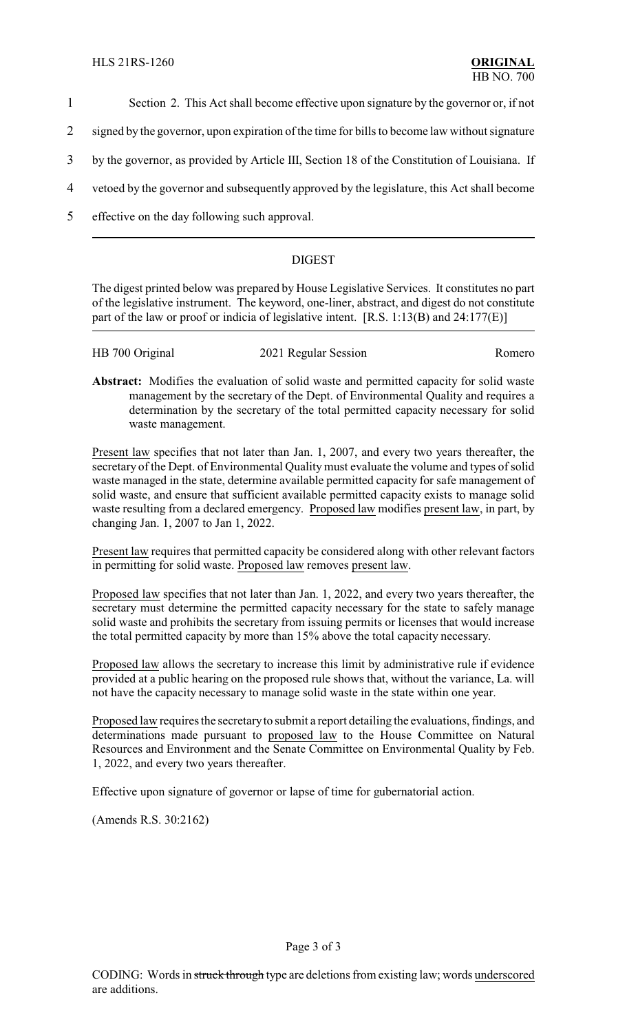Section 2. This Act shall become effective upon signature by the governor or, if not signed by the governor, upon expiration of the time for bills to become law without signature by the governor, as provided by Article III, Section 18 of the Constitution of Louisiana. If vetoed by the governor and subsequently approved by the legislature, this Act shall become effective on the day following such approval.

## DIGEST

The digest printed below was prepared by House Legislative Services. It constitutes no part of the legislative instrument. The keyword, one-liner, abstract, and digest do not constitute part of the law or proof or indicia of legislative intent. [R.S. 1:13(B) and 24:177(E)]

HB 700 Original — 2021 Regular Session — Romero

**Abstract:** Modifies the evaluation of solid waste and permitted capacity for solid waste management by the secretary of the Dept. of Environmental Quality and requires a determination by the secretary of the total permitted capacity necessary for solid waste management.

Present law specifies that not later than Jan. 1, 2007, and every two years thereafter, the secretary of the Dept. of Environmental Quality must evaluate the volume and types of solid waste managed in the state, determine available permitted capacity for safe management of solid waste, and ensure that sufficient available permitted capacity exists to manage solid waste resulting from a declared emergency. Proposed law modifies present law, in part, by changing Jan. 1, 2007 to Jan 1, 2022.

Present law requires that permitted capacity be considered along with other relevant factors in permitting for solid waste. Proposed law removes present law.

Proposed law specifies that not later than Jan. 1, 2022, and every two years thereafter, the secretary must determine the permitted capacity necessary for the state to safely manage solid waste and prohibits the secretary from issuing permits or licenses that would increase the total permitted capacity by more than 15% above the total capacity necessary.

Proposed law allows the secretary to increase this limit by administrative rule if evidence provided at a public hearing on the proposed rule shows that, without the variance, La. will not have the capacity necessary to manage solid waste in the state within one year.

Proposed law requires the secretary to submit a report detailing the evaluations, findings, and determinations made pursuant to proposed law to the House Committee on Natural Resources and Environment and the Senate Committee on Environmental Quality by Feb. 1, 2022, and every two years thereafter.

Effective upon signature of governor or lapse of time for gubernatorial action.

(Amends R.S. 30:2162)

CODING: Words in ~~struck through~~ type are deletions from existing law; words underscored are additions.